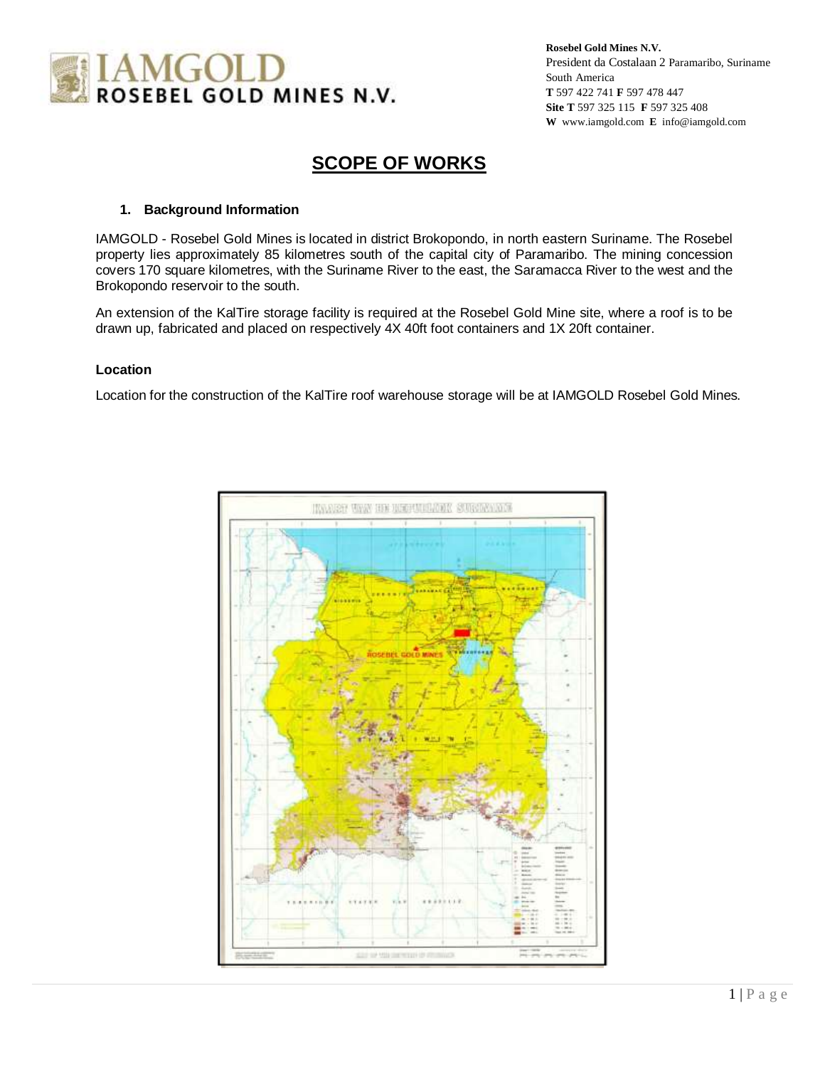**Rosebel Gold Mines N.V.**
President da Costalaan 2 Paramaribo, Suriname
South America
**T** 597 422 741 **F** 597 478 447
**Site T** 597 325 115 **F** 597 325 408
**W** www.iamgold.com **E** info@iamgold.com

# SCOPE OF WORKS

## 1. Background Information

IAMGOLD - Rosebel Gold Mines is located in district Brokopondo, in north eastern Suriname. The Rosebel property lies approximately 85 kilometres south of the capital city of Paramaribo. The mining concession covers 170 square kilometres, with the Suriname River to the east, the Saramacca River to the west and the Brokopondo reservoir to the south.

An extension of the KalTire storage facility is required at the Rosebel Gold Mine site, where a roof is to be drawn up, fabricated and placed on respectively 4X 40ft foot containers and 1X 20ft container.

### Location

Location for the construction of the KalTire roof warehouse storage will be at IAMGOLD Rosebel Gold Mines.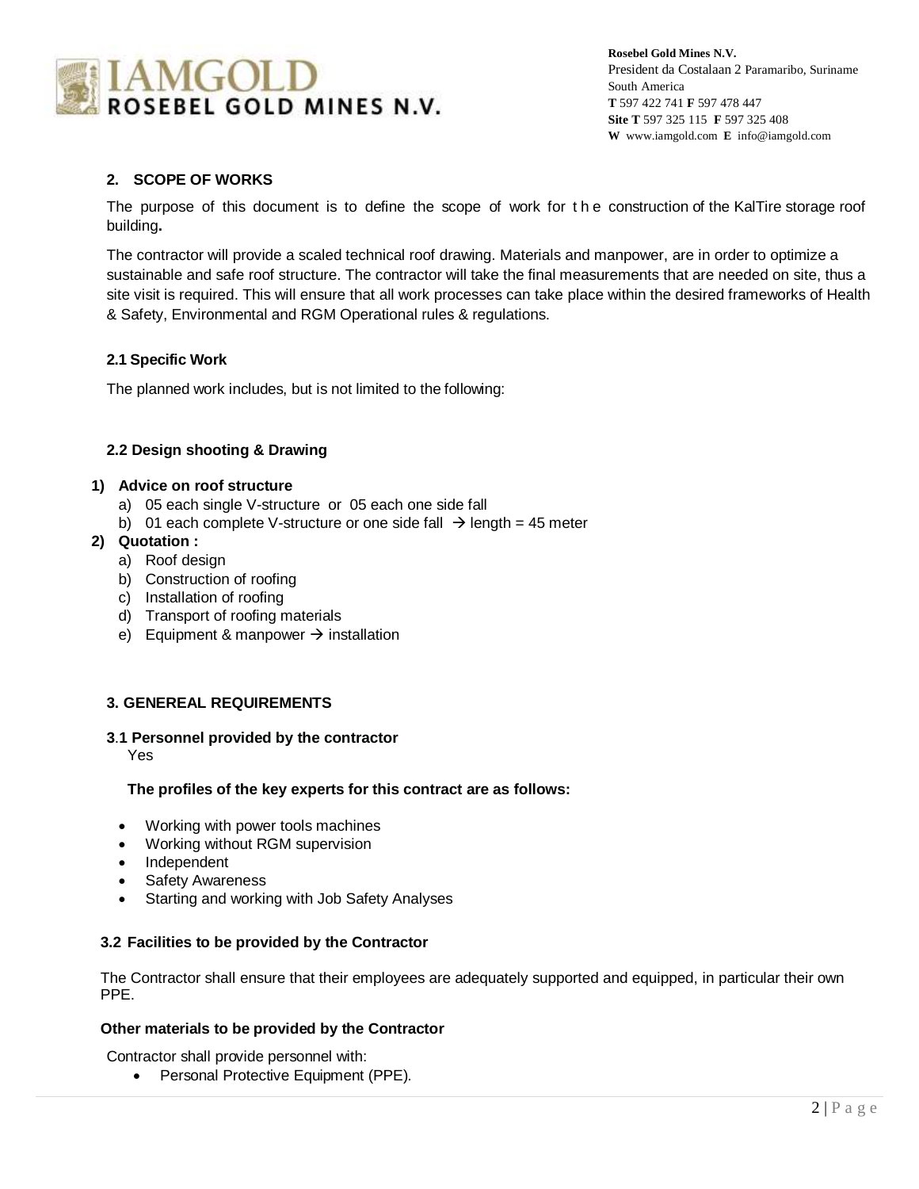## 2. SCOPE OF WORKS

The purpose of this document is to define the scope of work for the construction of the KalTire storage roof building**.**

The contractor will provide a scaled technical roof drawing. Materials and manpower, are in order to optimize a sustainable and safe roof structure. The contractor will take the final measurements that are needed on site, thus a site visit is required. This will ensure that all work processes can take place within the desired frameworks of Health & Safety, Environmental and RGM Operational rules & regulations.

### 2.1 Specific Work

The planned work includes, but is not limited to the following:

### 2.2 Design shooting & Drawing

1) **Advice on roof structure**
   a) 05 each single V-structure or 05 each one side fall
   b) 01 each complete V-structure or one side fall → length = 45 meter
2) **Quotation :**
   a) Roof design
   b) Construction of roofing
   c) Installation of roofing
   d) Transport of roofing materials
   e) Equipment & manpower → installation

## 3. GENEREAL REQUIREMENTS

### 3.1 Personnel provided by the contractor

Yes

**The profiles of the key experts for this contract are as follows:**

- Working with power tools machines
- Working without RGM supervision
- Independent
- Safety Awareness
- Starting and working with Job Safety Analyses

### 3.2 Facilities to be provided by the Contractor

The Contractor shall ensure that their employees are adequately supported and equipped, in particular their own PPE.

**Other materials to be provided by the Contractor**

Contractor shall provide personnel with:

- Personal Protective Equipment (PPE).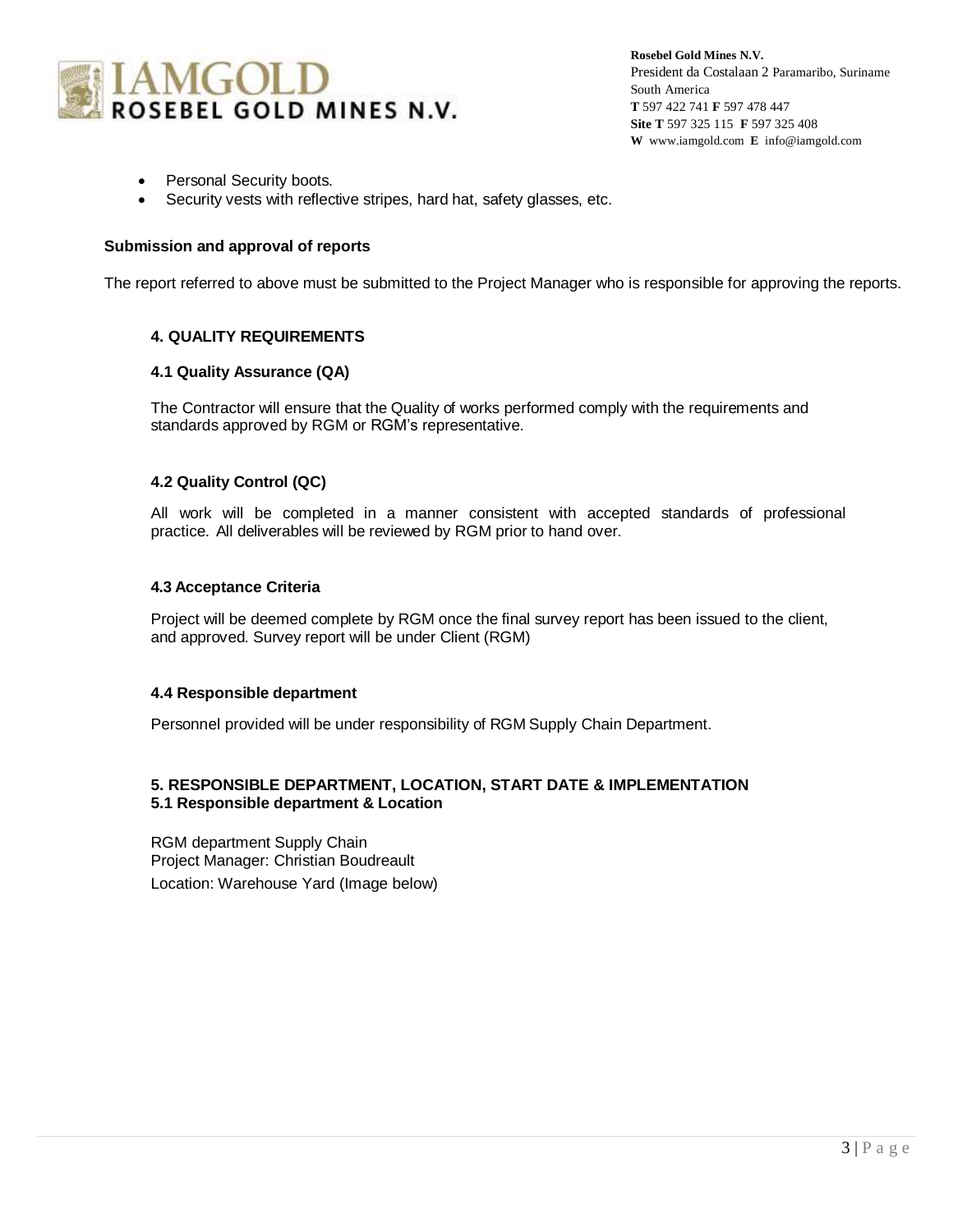- Personal Security boots.
- Security vests with reflective stripes, hard hat, safety glasses, etc.

**Submission and approval of reports**

The report referred to above must be submitted to the Project Manager who is responsible for approving the reports.

## 4. QUALITY REQUIREMENTS

### 4.1 Quality Assurance (QA)

The Contractor will ensure that the Quality of works performed comply with the requirements and standards approved by RGM or RGM's representative.

### 4.2 Quality Control (QC)

All work will be completed in a manner consistent with accepted standards of professional practice. All deliverables will be reviewed by RGM prior to hand over.

### 4.3 Acceptance Criteria

Project will be deemed complete by RGM once the final survey report has been issued to the client, and approved. Survey report will be under Client (RGM)

### 4.4 Responsible department

Personnel provided will be under responsibility of RGM Supply Chain Department.

## 5. RESPONSIBLE DEPARTMENT, LOCATION, START DATE & IMPLEMENTATION

### 5.1 Responsible department & Location

RGM department Supply Chain
Project Manager: Christian Boudreault
Location: Warehouse Yard (Image below)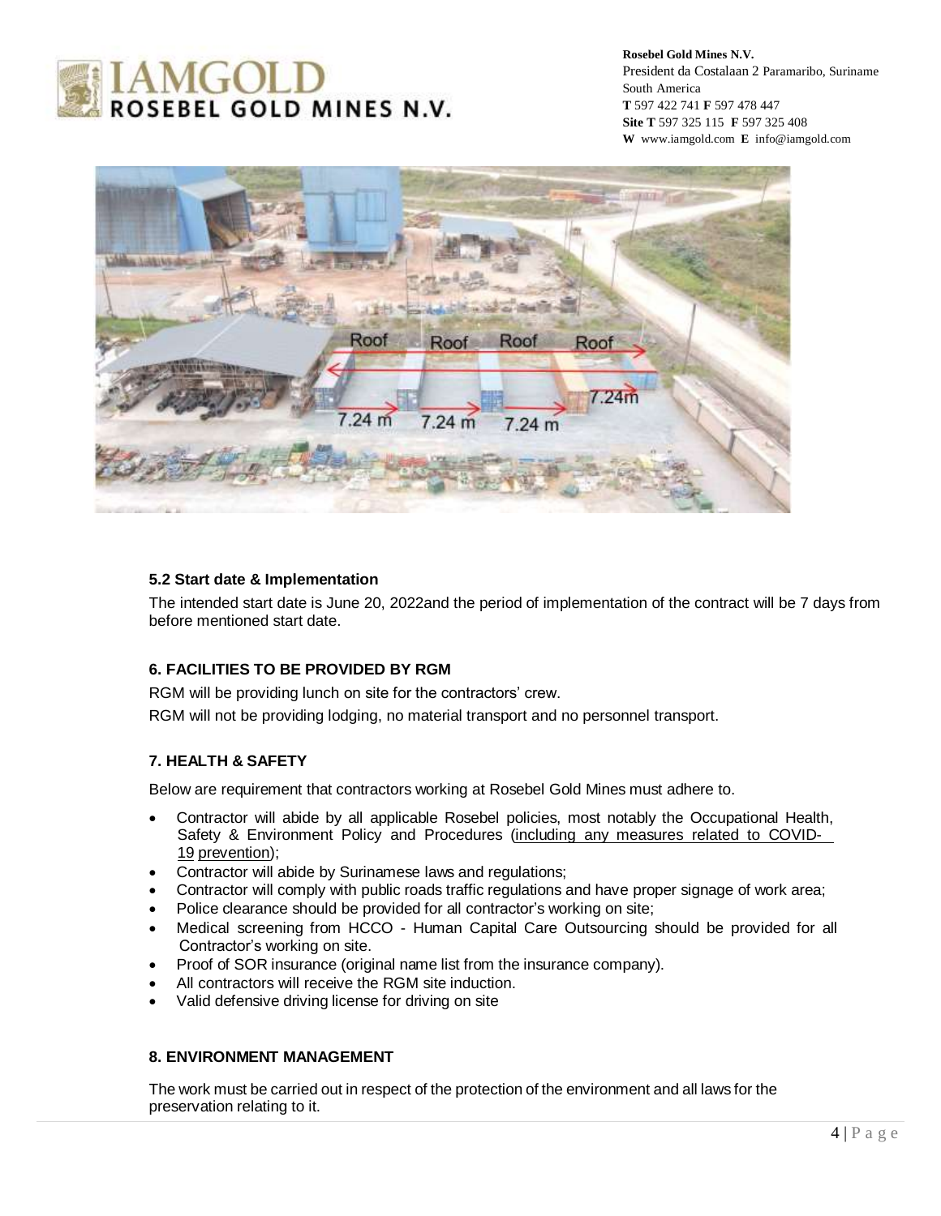### 5.2 Start date & Implementation

The intended start date is June 20, 2022and the period of implementation of the contract will be 7 days from before mentioned start date.

### 6. FACILITIES TO BE PROVIDED BY RGM

RGM will be providing lunch on site for the contractors' crew.

RGM will not be providing lodging, no material transport and no personnel transport.

### 7. HEALTH & SAFETY

Below are requirement that contractors working at Rosebel Gold Mines must adhere to.

- Contractor will abide by all applicable Rosebel policies, most notably the Occupational Health, Safety & Environment Policy and Procedures (including any measures related to COVID-19 prevention);
- Contractor will abide by Surinamese laws and regulations;
- Contractor will comply with public roads traffic regulations and have proper signage of work area;
- Police clearance should be provided for all contractor's working on site;
- Medical screening from HCCO - Human Capital Care Outsourcing should be provided for all Contractor's working on site.
- Proof of SOR insurance (original name list from the insurance company).
- All contractors will receive the RGM site induction.
- Valid defensive driving license for driving on site

### 8. ENVIRONMENT MANAGEMENT

The work must be carried out in respect of the protection of the environment and all laws for the preservation relating to it.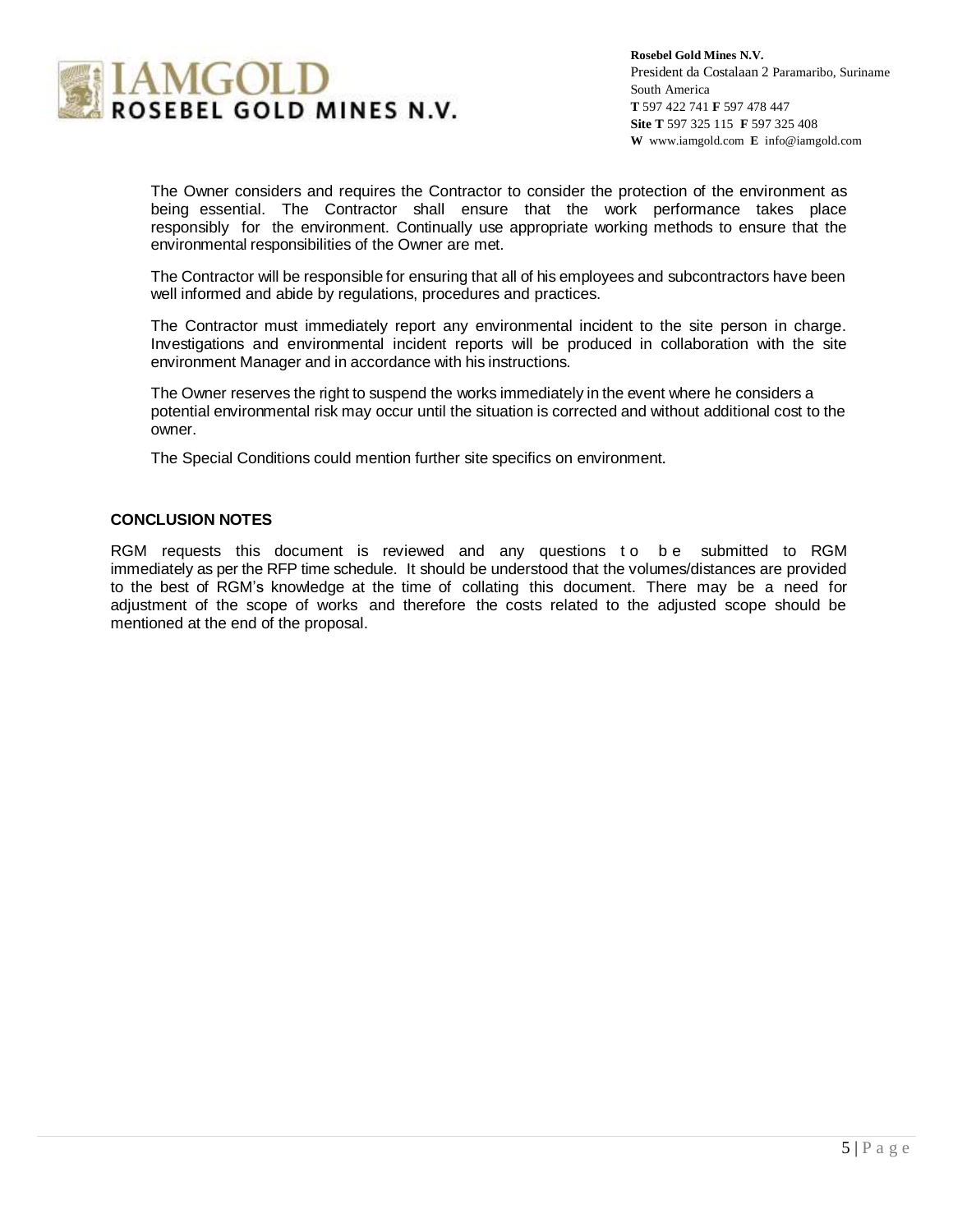The Owner considers and requires the Contractor to consider the protection of the environment as being essential. The Contractor shall ensure that the work performance takes place responsibly for the environment. Continually use appropriate working methods to ensure that the environmental responsibilities of the Owner are met.

The Contractor will be responsible for ensuring that all of his employees and subcontractors have been well informed and abide by regulations, procedures and practices.

The Contractor must immediately report any environmental incident to the site person in charge. Investigations and environmental incident reports will be produced in collaboration with the site environment Manager and in accordance with his instructions.

The Owner reserves the right to suspend the works immediately in the event where he considers a potential environmental risk may occur until the situation is corrected and without additional cost to the owner.

The Special Conditions could mention further site specifics on environment.

**CONCLUSION NOTES**

RGM requests this document is reviewed and any questions to be submitted to RGM immediately as per the RFP time schedule. It should be understood that the volumes/distances are provided to the best of RGM's knowledge at the time of collating this document. There may be a need for adjustment of the scope of works and therefore the costs related to the adjusted scope should be mentioned at the end of the proposal.